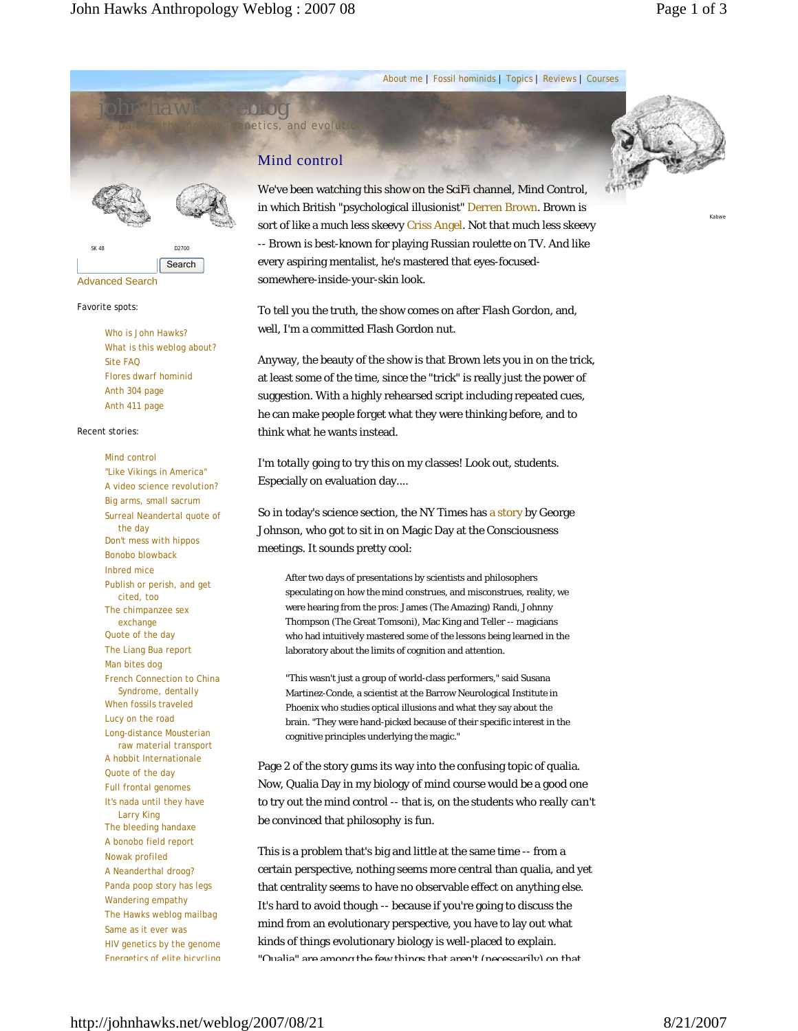About me | Fossil hominids | Topics | Reviews | Courses

john hawks weblog

paleoanthropology, genetics, and evolution

SK 48 D2700 Kabwe

Search

Advanced Search

Favorite spots:

- Who is John Hawks?
- What is this weblog about?
- Site FAQ
- Flores dwarf hominid
- Anth 304 page
- Anth 411 page

Recent stories:

- Mind control
- "Like Vikings in America"
- A video science revolution?
- Big arms, small sacrum
- Surreal Neandertal quote of the day
- Don't mess with hippos
- Bonobo blowback
- Inbred mice
- Publish or perish, and get cited, too
- The chimpanzee sex exchange
- Quote of the day
- The Liang Bua report
- Man bites dog
- French Connection to China Syndrome, dentally
- When fossils traveled
- Lucy on the road
- Long-distance Mousterian raw material transport
- A hobbit Internationale
- Quote of the day
- Full frontal genomes
- It's nada until they have Larry King
- The bleeding handaxe
- A bonobo field report
- Nowak profiled
- A Neanderthal droog?
- Panda poop story has legs
- Wandering empathy
- The Hawks weblog mailbag
- Same as it ever was
- HIV genetics by the genome
- Energetics of elite bicycling

## Mind control

We've been watching this show on the SciFi channel, Mind Control, in which British "psychological illusionist" Derren Brown. Brown is sort of like a much less skeevy Criss Angel. Not *that* much less skeevy -- Brown is best-known for playing Russian roulette on TV. And like every aspiring mentalist, he's mastered that eyes-focused-somewhere-inside-your-skin look.

To tell you the truth, the show comes on after Flash Gordon, and, well, I'm a committed Flash Gordon nut.

Anyway, the beauty of the show is that Brown lets you in on the trick, at least some of the time, since the "trick" is really just the power of suggestion. With a highly rehearsed script including repeated cues, he can make people forget what they were thinking before, and to think what he wants instead.

I'm totally going to try this on my classes! Look out, students. Especially on evaluation day....

So in today's science section, the NY Times has a story by George Johnson, who got to sit in on Magic Day at the Consciousness meetings. It sounds pretty cool:

> After two days of presentations by scientists and philosophers speculating on how the mind construes, and misconstrues, reality, we were hearing from the pros: James (The Amazing) Randi, Johnny Thompson (The Great Tomsoni), Mac King and Teller -- magicians who had intuitively mastered some of the lessons being learned in the laboratory about the limits of cognition and attention.
>
> "This wasn't just a group of world-class performers," said Susana Martinez-Conde, a scientist at the Barrow Neurological Institute in Phoenix who studies optical illusions and what they say about the brain. "They were hand-picked because of their specific interest in the cognitive principles underlying the magic."

Page 2 of the story gums its way into the confusing topic of qualia. Now, Qualia Day in my biology of mind course would be a good one to try out the mind control -- that is, on the students who really can't be convinced that philosophy is fun.

This is a problem that's big and little at the same time -- from a certain perspective, nothing seems more central than qualia, and yet that centrality seems to have no observable effect on anything else. It's hard to avoid though -- because if you're going to discuss the mind from an evolutionary perspective, you have to lay out what kinds of things evolutionary biology is well-placed to explain. "Qualia" are among the few things that aren't (necessarily) on that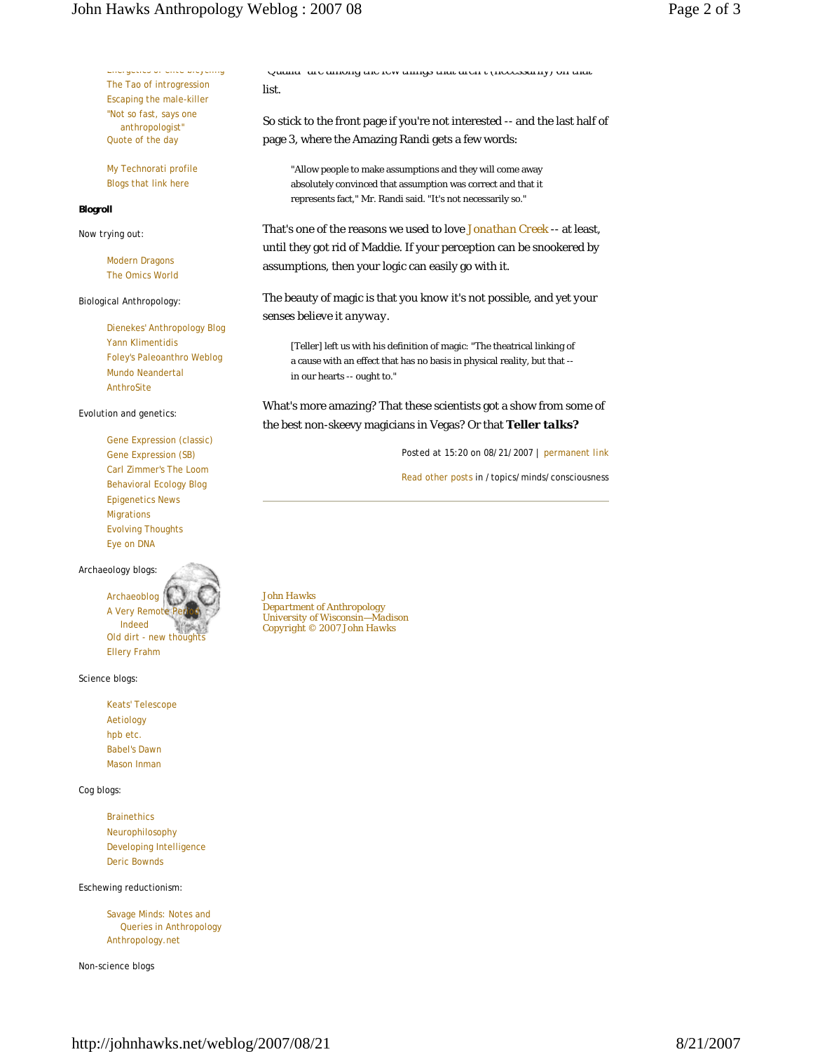Energetics of elite bicycling
The Tao of introgression
Escaping the male-killer
"Not so fast, says one anthropologist"
Quote of the day

My Technorati profile
Blogs that link here

**Blogroll**

Now trying out:

Modern Dragons
The Omics World

Biological Anthropology:

Dienekes' Anthropology Blog
Yann Klimentidis
Foley's Paleoanthro Weblog
Mundo Neandertal
AnthroSite

Evolution and genetics:

Gene Expression (classic)
Gene Expression (SB)
Carl Zimmer's The Loom
Behavioral Ecology Blog
Epigenetics News
Migrations
Evolving Thoughts
Eye on DNA

Archaeology blogs:

Archaeoblog
A Very Remote Period Indeed
Old dirt - new thoughts
Ellery Frahm

Science blogs:

Keats' Telescope
Aetiology
hpb etc.
Babel's Dawn
Mason Inman

Cog blogs:

Brainethics
Neurophilosophy
Developing Intelligence
Deric Bownds

Eschewing reductionism:

Savage Minds: Notes and Queries in Anthropology
Anthropology.net

Non-science blogs

"Qualia" are among the few things that aren't (necessarily) on that list.

So stick to the front page if you're not interested -- and the last half of page 3, where the Amazing Randi gets a few words:

> "Allow people to make assumptions and they will come away absolutely convinced that assumption was correct and that it represents fact," Mr. Randi said. "It's not necessarily so."

That's one of the reasons we used to love Jonathan Creek -- at least, until they got rid of Maddie. If your perception can be snookered by assumptions, then your logic can easily go with it.

The beauty of magic is that you know it's not possible, and yet your senses believe it *anyway*.

> [Teller] left us with his definition of magic: "The theatrical linking of a cause with an effect that has no basis in physical reality, but that -- in our hearts -- ought to."

What's more amazing? That these scientists got a show from some of the best non-skeevy magicians in Vegas? Or that **Teller talks?**

Posted at 15:20 on 08/21/2007 | permanent link

Read other posts in /topics/minds/consciousness

---

*John Hawks*
*Department of Anthropology*
*University of Wisconsin—Madison*
*Copyright © 2007 John Hawks*